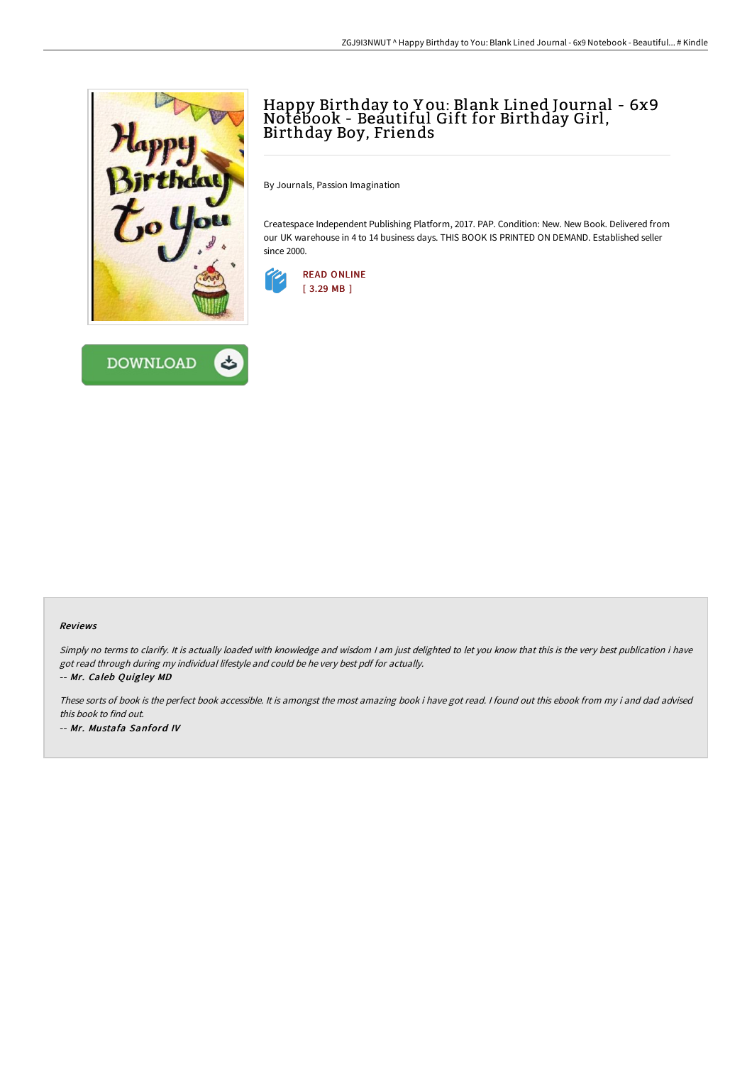# Happy Birthday to You: Blank Lined Journal - 6x9 Notebook - Beautiful Gift for Birthday Girl, Birthday Boy, Friends

By Journals, Passion Imagination

Createspace Independent Publishing Platform, 2017. PAP. Condition: New. New Book. Delivered from our UK warehouse in 4 to 14 business days. THIS BOOK IS PRINTED ON DEMAND. Established seller since 2000.

READ ONLINE
[ 3.29 MB ]

DOWNLOAD

### Reviews

*Simply no terms to clarify. It is actually loaded with knowledge and wisdom I am just delighted to let you know that this is the very best publication i have got read through during my individual lifestyle and could be he very best pdf for actually.*

*-- Mr. Caleb Quigley MD*

*These sorts of book is the perfect book accessible. It is amongst the most amazing book i have got read. I found out this ebook from my i and dad advised this book to find out.*

*-- Mr. Mustafa Sanford IV*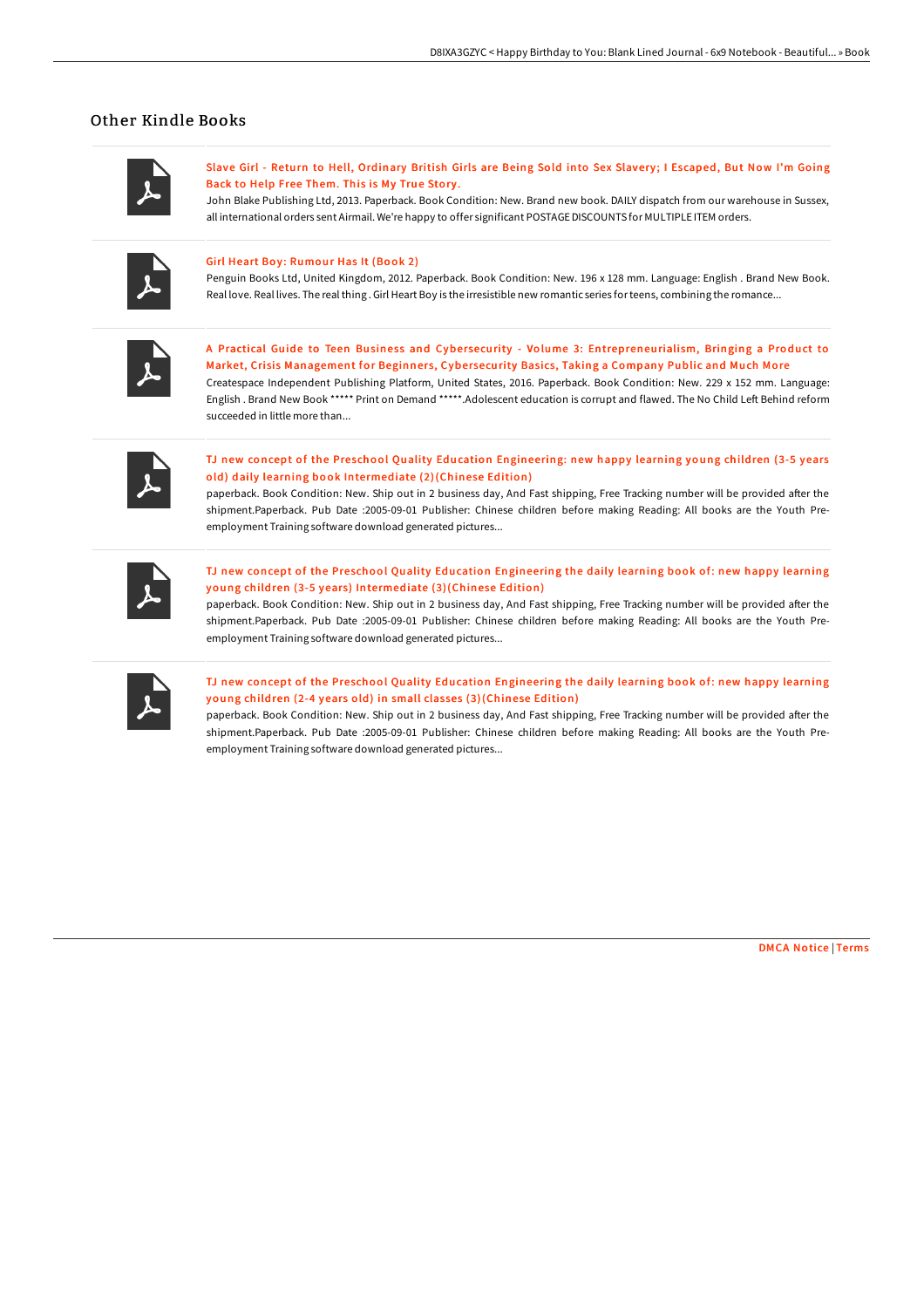## Other Kindle Books

**Slave Girl - Return to Hell, Ordinary British Girls are Being Sold into Sex Slavery; I Escaped, But Now I'm Going Back to Help Free Them. This is My True Story.**

John Blake Publishing Ltd, 2013. Paperback. Book Condition: New. Brand new book. DAILY dispatch from our warehouse in Sussex, all international orders sent Airmail. We're happy to offer significant POSTAGE DISCOUNTS for MULTIPLE ITEM orders.

**Girl Heart Boy: Rumour Has It (Book 2)**

Penguin Books Ltd, United Kingdom, 2012. Paperback. Book Condition: New. 196 x 128 mm. Language: English . Brand New Book. Real love. Real lives. The real thing . Girl Heart Boy is the irresistible new romantic series for teens, combining the romance...

**A Practical Guide to Teen Business and Cybersecurity - Volume 3: Entrepreneurialism, Bringing a Product to Market, Crisis Management for Beginners, Cybersecurity Basics, Taking a Company Public and Much More**

Createspace Independent Publishing Platform, United States, 2016. Paperback. Book Condition: New. 229 x 152 mm. Language: English . Brand New Book ***** Print on Demand *****.Adolescent education is corrupt and flawed. The No Child Left Behind reform succeeded in little more than...

**TJ new concept of the Preschool Quality Education Engineering: new happy learning young children (3-5 years old) daily learning book Intermediate (2)(Chinese Edition)**

paperback. Book Condition: New. Ship out in 2 business day, And Fast shipping, Free Tracking number will be provided after the shipment.Paperback. Pub Date :2005-09-01 Publisher: Chinese children before making Reading: All books are the Youth Pre-employment Training software download generated pictures...

**TJ new concept of the Preschool Quality Education Engineering the daily learning book of: new happy learning young children (3-5 years) Intermediate (3)(Chinese Edition)**

paperback. Book Condition: New. Ship out in 2 business day, And Fast shipping, Free Tracking number will be provided after the shipment.Paperback. Pub Date :2005-09-01 Publisher: Chinese children before making Reading: All books are the Youth Pre-employment Training software download generated pictures...

**TJ new concept of the Preschool Quality Education Engineering the daily learning book of: new happy learning young children (2-4 years old) in small classes (3)(Chinese Edition)**

paperback. Book Condition: New. Ship out in 2 business day, And Fast shipping, Free Tracking number will be provided after the shipment.Paperback. Pub Date :2005-09-01 Publisher: Chinese children before making Reading: All books are the Youth Pre-employment Training software download generated pictures...